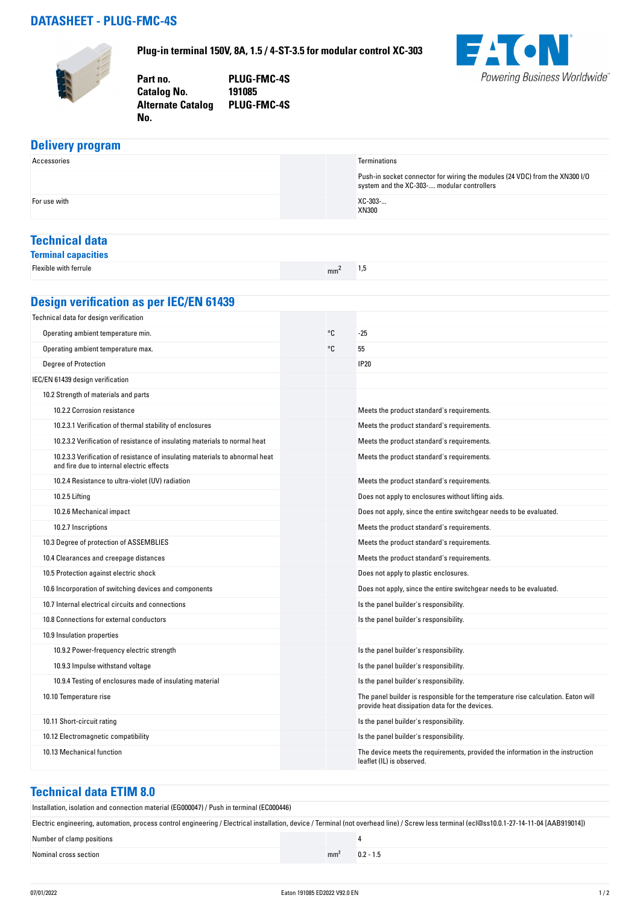# DATASHEET - PLUG-FMC-4S

**Plug-in terminal 150V, 8A, 1.5 / 4-ST-3.5 for modular control XC-303**

| | |
|---|---|
| **Part no.** | **PLUG-FMC-4S** |
| **Catalog No.** | **191085** |
| **Alternate Catalog No.** | **PLUG-FMC-4S** |

## Delivery program

| | | |
|---|---|---|
| Accessories | | Terminations |
| | | Push-in socket connector for wiring the modules (24 VDC) from the XN300 I/O system and the XC-303-.... modular controllers |
| For use with | | XC-303-...<br>XN300 |

## Technical data

### Terminal capacities

| | | |
|---|---|---|
| Flexible with ferrule | $mm^2$ | 1,5 |

## Design verification as per IEC/EN 61439

| | | |
|---|---|---|
| Technical data for design verification | | |
| Operating ambient temperature min. | °C | -25 |
| Operating ambient temperature max. | °C | 55 |
| Degree of Protection | | IP20 |
| IEC/EN 61439 design verification | | |
| 10.2 Strength of materials and parts | | |
| 10.2.2 Corrosion resistance | | Meets the product standard's requirements. |
| 10.2.3.1 Verification of thermal stability of enclosures | | Meets the product standard's requirements. |
| 10.2.3.2 Verification of resistance of insulating materials to normal heat | | Meets the product standard's requirements. |
| 10.2.3.3 Verification of resistance of insulating materials to abnormal heat and fire due to internal electric effects | | Meets the product standard's requirements. |
| 10.2.4 Resistance to ultra-violet (UV) radiation | | Meets the product standard's requirements. |
| 10.2.5 Lifting | | Does not apply to enclosures without lifting aids. |
| 10.2.6 Mechanical impact | | Does not apply, since the entire switchgear needs to be evaluated. |
| 10.2.7 Inscriptions | | Meets the product standard's requirements. |
| 10.3 Degree of protection of ASSEMBLIES | | Meets the product standard's requirements. |
| 10.4 Clearances and creepage distances | | Meets the product standard's requirements. |
| 10.5 Protection against electric shock | | Does not apply to plastic enclosures. |
| 10.6 Incorporation of switching devices and components | | Does not apply, since the entire switchgear needs to be evaluated. |
| 10.7 Internal electrical circuits and connections | | Is the panel builder's responsibility. |
| 10.8 Connections for external conductors | | Is the panel builder's responsibility. |
| 10.9 Insulation properties | | |
| 10.9.2 Power-frequency electric strength | | Is the panel builder's responsibility. |
| 10.9.3 Impulse withstand voltage | | Is the panel builder's responsibility. |
| 10.9.4 Testing of enclosures made of insulating material | | Is the panel builder's responsibility. |
| 10.10 Temperature rise | | The panel builder is responsible for the temperature rise calculation. Eaton will provide heat dissipation data for the devices. |
| 10.11 Short-circuit rating | | Is the panel builder's responsibility. |
| 10.12 Electromagnetic compatibility | | Is the panel builder's responsibility. |
| 10.13 Mechanical function | | The device meets the requirements, provided the information in the instruction leaflet (IL) is observed. |

## Technical data ETIM 8.0

Installation, isolation and connection material (EG000047) / Push in terminal (EC000446)

Electric engineering, automation, process control engineering / Electrical installation, device / Terminal (not overhead line) / Screw less terminal (ecl@ss10.0.1-27-14-11-04 [AAB919014])

| | | |
|---|---|---|
| Number of clamp positions | | 4 |
| Nominal cross section | $mm^2$ | 0.2 - 1.5 |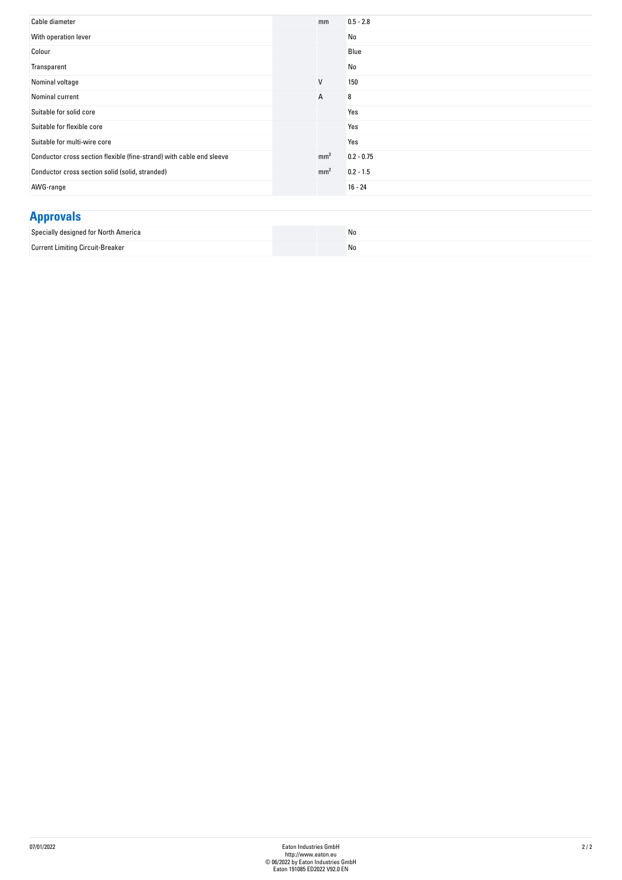| | | |
|---|---|---|
| Cable diameter | mm | 0.5 - 2.8 |
| With operation lever | | No |
| Colour | | Blue |
| Transparent | | No |
| Nominal voltage | V | 150 |
| Nominal current | A | 8 |
| Suitable for solid core | | Yes |
| Suitable for flexible core | | Yes |
| Suitable for multi-wire core | | Yes |
| Conductor cross section flexible (fine-strand) with cable end sleeve | $mm^2$ | 0.2 - 0.75 |
| Conductor cross section solid (solid, stranded) | $mm^2$ | 0.2 - 1.5 |
| AWG-range | | 16 - 24 |

## Approvals

| | | |
|---|---|---|
| Specially designed for North America | | No |
| Current Limiting Circuit-Breaker | | No |

07/01/2022

Eaton Industries GmbH
http://www.eaton.eu
© 06/2022 by Eaton Industries GmbH
Eaton 191085 ED2022 V92.0 EN